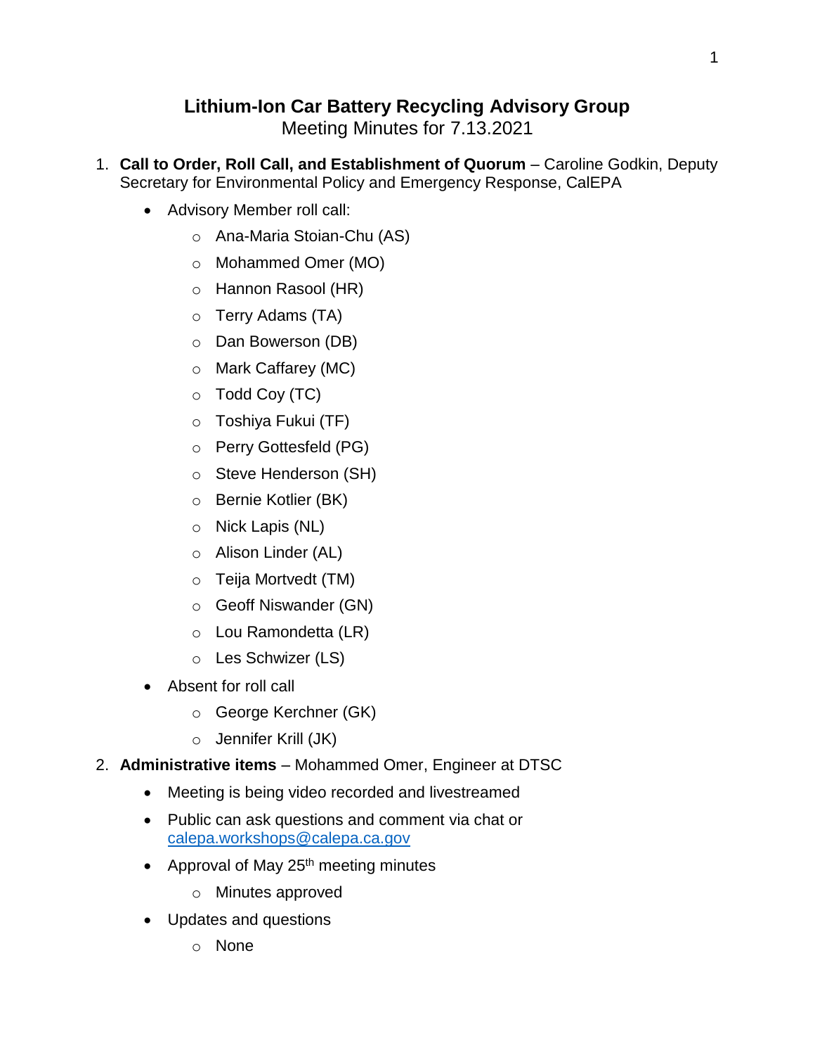# Lithium-Ion Car Battery Recycling Advisory Group

Meeting Minutes for 7.13.2021

1. **Call to Order, Roll Call, and Establishment of Quorum** – Caroline Godkin, Deputy Secretary for Environmental Policy and Emergency Response, CalEPA
   - Advisory Member roll call:
     - Ana-Maria Stoian-Chu (AS)
     - Mohammed Omer (MO)
     - Hannon Rasool (HR)
     - Terry Adams (TA)
     - Dan Bowerson (DB)
     - Mark Caffarey (MC)
     - Todd Coy (TC)
     - Toshiya Fukui (TF)
     - Perry Gottesfeld (PG)
     - Steve Henderson (SH)
     - Bernie Kotlier (BK)
     - Nick Lapis (NL)
     - Alison Linder (AL)
     - Teija Mortvedt (TM)
     - Geoff Niswander (GN)
     - Lou Ramondetta (LR)
     - Les Schwizer (LS)
   - Absent for roll call
     - George Kerchner (GK)
     - Jennifer Krill (JK)
2. **Administrative items** – Mohammed Omer, Engineer at DTSC
   - Meeting is being video recorded and livestreamed
   - Public can ask questions and comment via chat or calepa.workshops@calepa.ca.gov
   - Approval of May 25th meeting minutes
     - Minutes approved
   - Updates and questions
     - None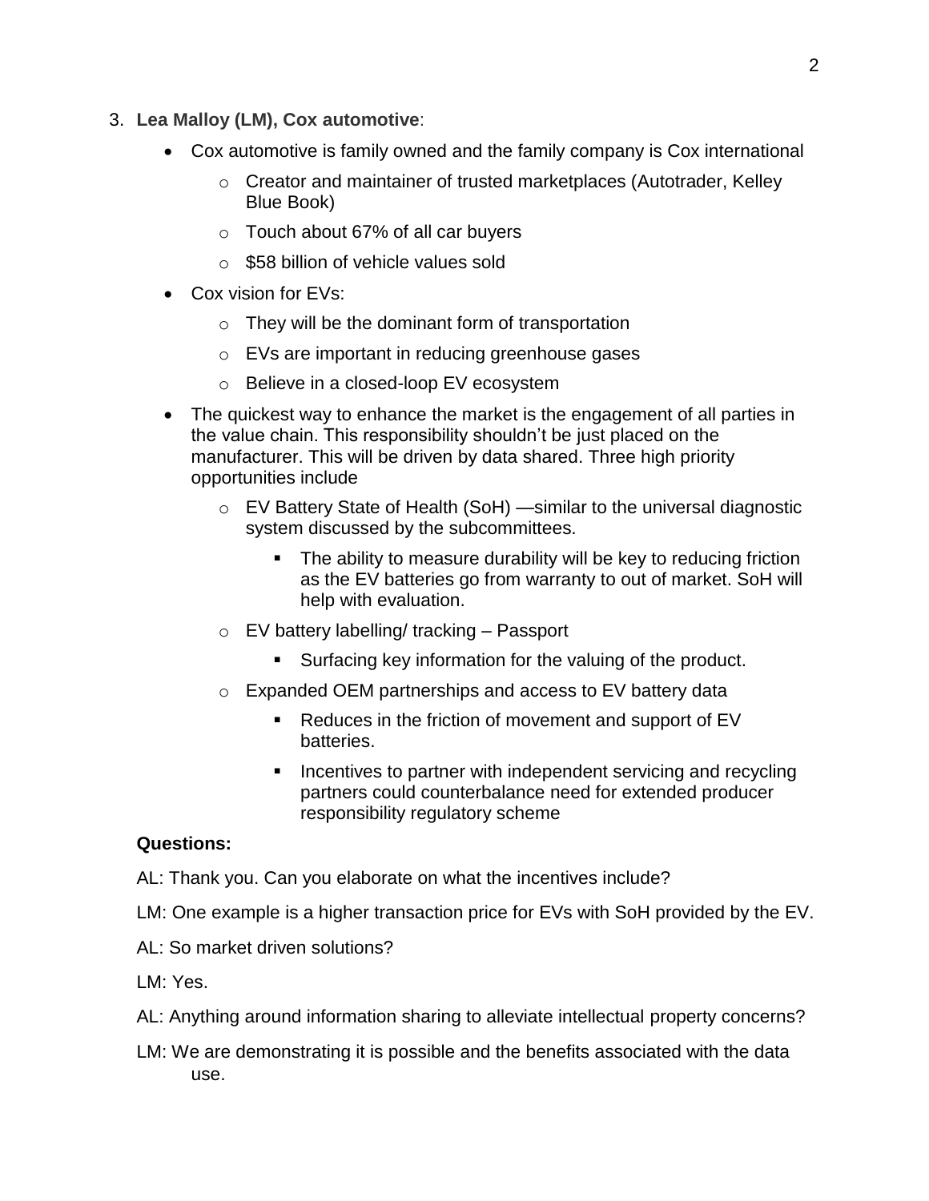3. **Lea Malloy (LM), Cox automotive**:
    - Cox automotive is family owned and the family company is Cox international
        - Creator and maintainer of trusted marketplaces (Autotrader, Kelley Blue Book)
        - Touch about 67% of all car buyers
        - $58 billion of vehicle values sold
    - Cox vision for EVs:
        - They will be the dominant form of transportation
        - EVs are important in reducing greenhouse gases
        - Believe in a closed-loop EV ecosystem
    - The quickest way to enhance the market is the engagement of all parties in the value chain. This responsibility shouldn't be just placed on the manufacturer. This will be driven by data shared. Three high priority opportunities include
        - EV Battery State of Health (SoH) —similar to the universal diagnostic system discussed by the subcommittees.
            - The ability to measure durability will be key to reducing friction as the EV batteries go from warranty to out of market. SoH will help with evaluation.
        - EV battery labelling/ tracking – Passport
            - Surfacing key information for the valuing of the product.
        - Expanded OEM partnerships and access to EV battery data
            - Reduces in the friction of movement and support of EV batteries.
            - Incentives to partner with independent servicing and recycling partners could counterbalance need for extended producer responsibility regulatory scheme

**Questions:**

AL: Thank you. Can you elaborate on what the incentives include?

LM: One example is a higher transaction price for EVs with SoH provided by the EV.

AL: So market driven solutions?

LM: Yes.

AL: Anything around information sharing to alleviate intellectual property concerns?

LM: We are demonstrating it is possible and the benefits associated with the data use.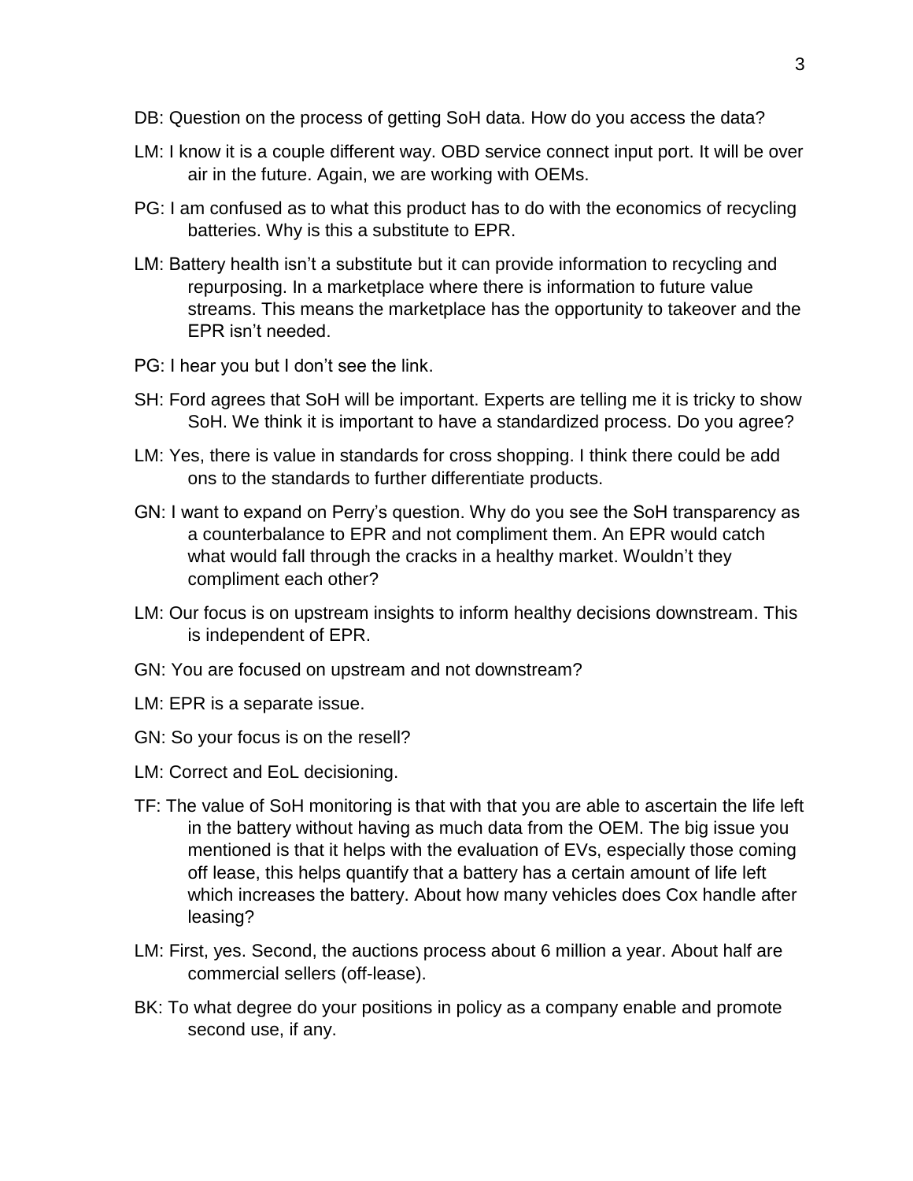DB: Question on the process of getting SoH data. How do you access the data?

LM: I know it is a couple different way. OBD service connect input port. It will be over air in the future. Again, we are working with OEMs.

PG: I am confused as to what this product has to do with the economics of recycling batteries. Why is this a substitute to EPR.

LM: Battery health isn't a substitute but it can provide information to recycling and repurposing. In a marketplace where there is information to future value streams. This means the marketplace has the opportunity to takeover and the EPR isn't needed.

PG: I hear you but I don't see the link.

SH: Ford agrees that SoH will be important. Experts are telling me it is tricky to show SoH. We think it is important to have a standardized process. Do you agree?

LM: Yes, there is value in standards for cross shopping. I think there could be add ons to the standards to further differentiate products.

GN: I want to expand on Perry's question. Why do you see the SoH transparency as a counterbalance to EPR and not compliment them. An EPR would catch what would fall through the cracks in a healthy market. Wouldn't they compliment each other?

LM: Our focus is on upstream insights to inform healthy decisions downstream. This is independent of EPR.

GN: You are focused on upstream and not downstream?

LM: EPR is a separate issue.

GN: So your focus is on the resell?

LM: Correct and EoL decisioning.

TF: The value of SoH monitoring is that with that you are able to ascertain the life left in the battery without having as much data from the OEM. The big issue you mentioned is that it helps with the evaluation of EVs, especially those coming off lease, this helps quantify that a battery has a certain amount of life left which increases the battery. About how many vehicles does Cox handle after leasing?

LM: First, yes. Second, the auctions process about 6 million a year. About half are commercial sellers (off-lease).

BK: To what degree do your positions in policy as a company enable and promote second use, if any.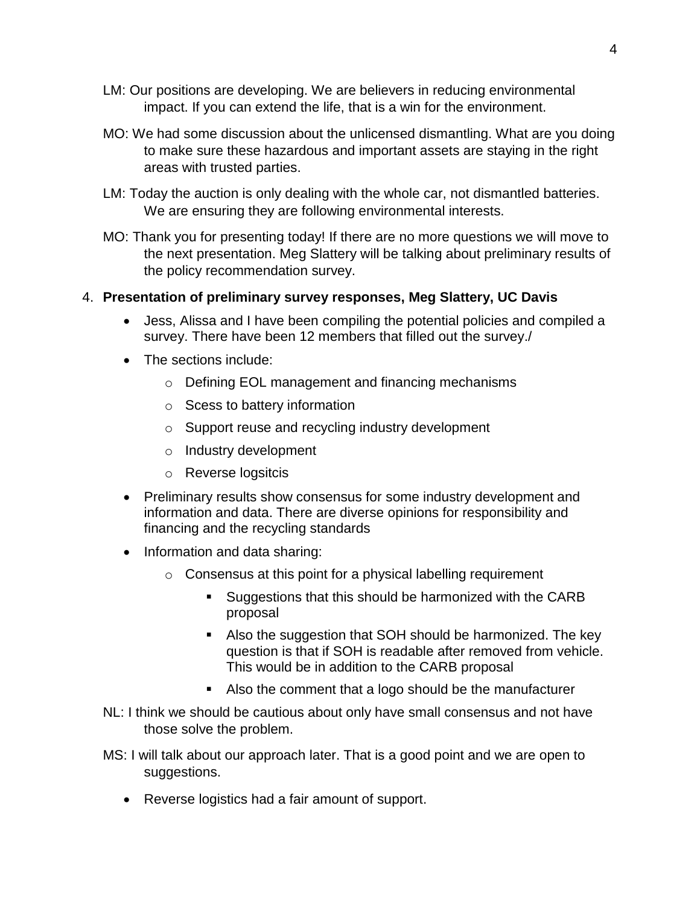LM: Our positions are developing. We are believers in reducing environmental impact. If you can extend the life, that is a win for the environment.

MO: We had some discussion about the unlicensed dismantling. What are you doing to make sure these hazardous and important assets are staying in the right areas with trusted parties.

LM: Today the auction is only dealing with the whole car, not dismantled batteries. We are ensuring they are following environmental interests.

MO: Thank you for presenting today! If there are no more questions we will move to the next presentation. Meg Slattery will be talking about preliminary results of the policy recommendation survey.

4. **Presentation of preliminary survey responses, Meg Slattery, UC Davis**
   - Jess, Alissa and I have been compiling the potential policies and compiled a survey. There have been 12 members that filled out the survey./
   - The sections include:
     - Defining EOL management and financing mechanisms
     - Scess to battery information
     - Support reuse and recycling industry development
     - Industry development
     - Reverse logsitcis
   - Preliminary results show consensus for some industry development and information and data. There are diverse opinions for responsibility and financing and the recycling standards
   - Information and data sharing:
     - Consensus at this point for a physical labelling requirement
       - Suggestions that this should be harmonized with the CARB proposal
       - Also the suggestion that SOH should be harmonized. The key question is that if SOH is readable after removed from vehicle. This would be in addition to the CARB proposal
       - Also the comment that a logo should be the manufacturer

NL: I think we should be cautious about only have small consensus and not have those solve the problem.

MS: I will talk about our approach later. That is a good point and we are open to suggestions.

- Reverse logistics had a fair amount of support.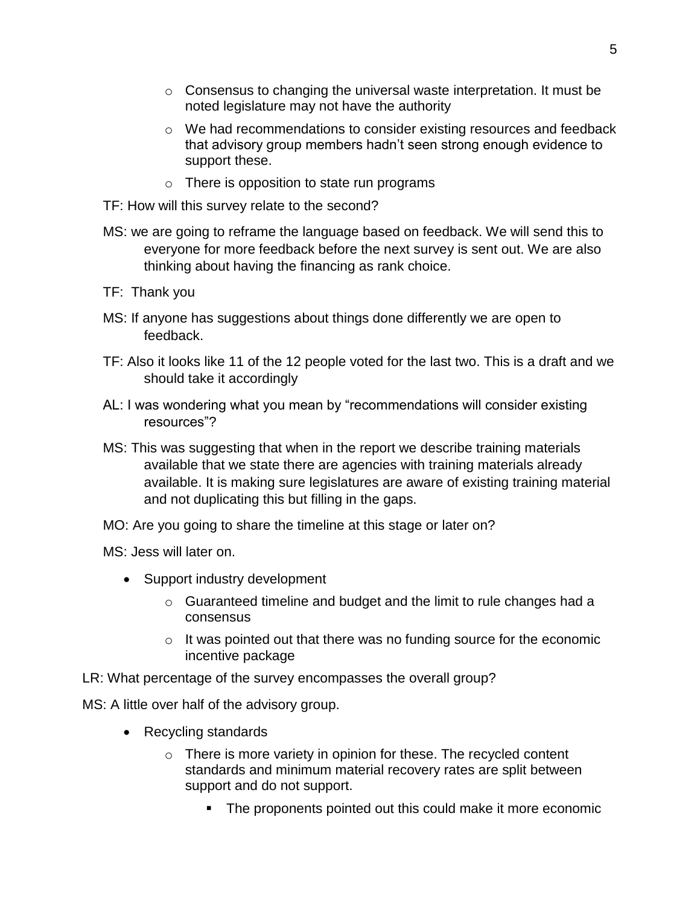- Consensus to changing the universal waste interpretation. It must be noted legislature may not have the authority
- We had recommendations to consider existing resources and feedback that advisory group members hadn't seen strong enough evidence to support these.
- There is opposition to state run programs

TF: How will this survey relate to the second?

MS: we are going to reframe the language based on feedback. We will send this to everyone for more feedback before the next survey is sent out. We are also thinking about having the financing as rank choice.

TF: Thank you

MS: If anyone has suggestions about things done differently we are open to feedback.

TF: Also it looks like 11 of the 12 people voted for the last two. This is a draft and we should take it accordingly

AL: I was wondering what you mean by "recommendations will consider existing resources"?

MS: This was suggesting that when in the report we describe training materials available that we state there are agencies with training materials already available. It is making sure legislatures are aware of existing training material and not duplicating this but filling in the gaps.

MO: Are you going to share the timeline at this stage or later on?

MS: Jess will later on.

- Support industry development
  - Guaranteed timeline and budget and the limit to rule changes had a consensus
  - It was pointed out that there was no funding source for the economic incentive package

LR: What percentage of the survey encompasses the overall group?

MS: A little over half of the advisory group.

- Recycling standards
  - There is more variety in opinion for these. The recycled content standards and minimum material recovery rates are split between support and do not support.
    - The proponents pointed out this could make it more economic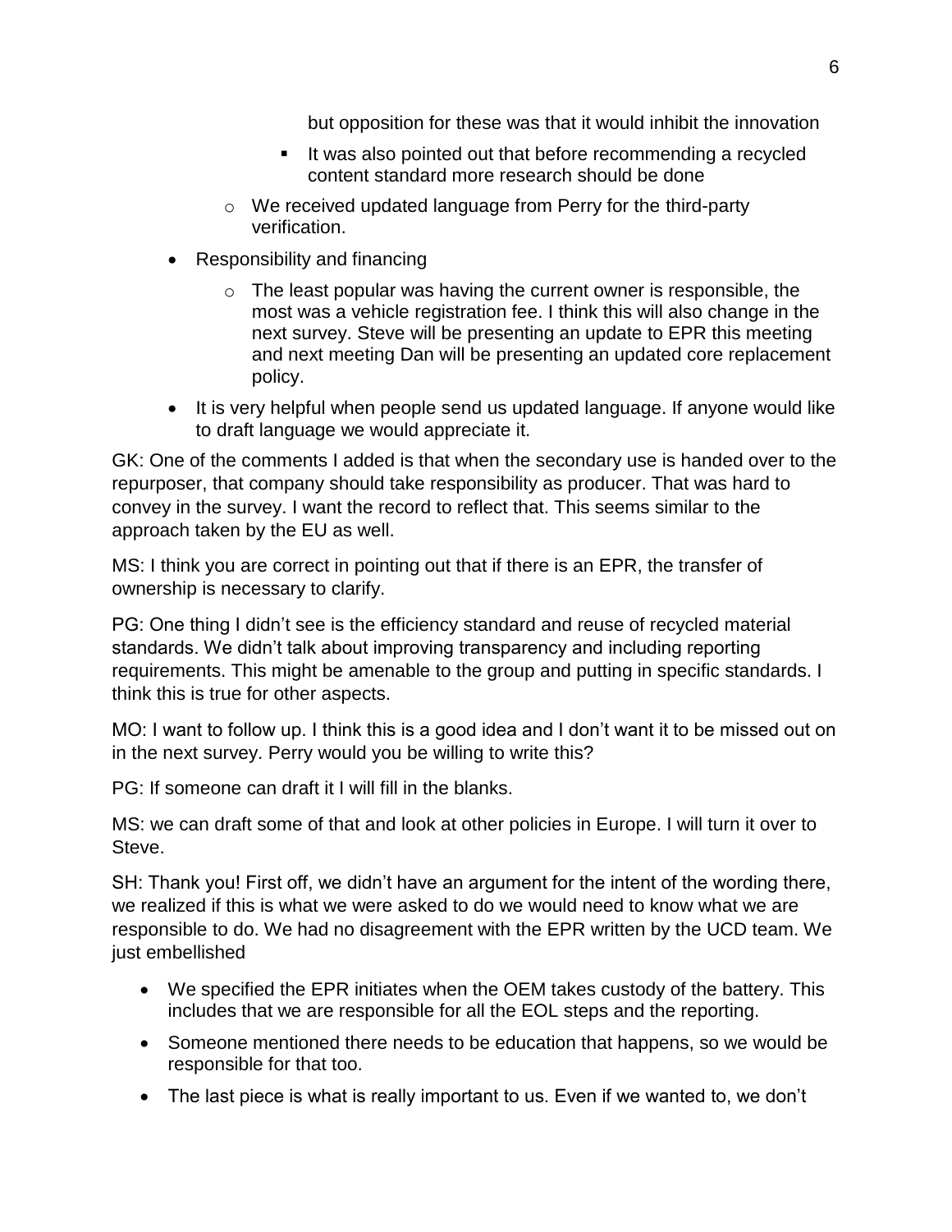but opposition for these was that it would inhibit the innovation

        - It was also pointed out that before recommending a recycled content standard more research should be done

    - We received updated language from Perry for the third-party verification.

- Responsibility and financing
    - The least popular was having the current owner is responsible, the most was a vehicle registration fee. I think this will also change in the next survey. Steve will be presenting an update to EPR this meeting and next meeting Dan will be presenting an updated core replacement policy.
- It is very helpful when people send us updated language. If anyone would like to draft language we would appreciate it.

GK: One of the comments I added is that when the secondary use is handed over to the repurposer, that company should take responsibility as producer. That was hard to convey in the survey. I want the record to reflect that. This seems similar to the approach taken by the EU as well.

MS: I think you are correct in pointing out that if there is an EPR, the transfer of ownership is necessary to clarify.

PG: One thing I didn't see is the efficiency standard and reuse of recycled material standards. We didn't talk about improving transparency and including reporting requirements. This might be amenable to the group and putting in specific standards. I think this is true for other aspects.

MO: I want to follow up. I think this is a good idea and I don't want it to be missed out on in the next survey. Perry would you be willing to write this?

PG: If someone can draft it I will fill in the blanks.

MS: we can draft some of that and look at other policies in Europe. I will turn it over to Steve.

SH: Thank you! First off, we didn't have an argument for the intent of the wording there, we realized if this is what we were asked to do we would need to know what we are responsible to do. We had no disagreement with the EPR written by the UCD team. We just embellished

- We specified the EPR initiates when the OEM takes custody of the battery. This includes that we are responsible for all the EOL steps and the reporting.
- Someone mentioned there needs to be education that happens, so we would be responsible for that too.
- The last piece is what is really important to us. Even if we wanted to, we don't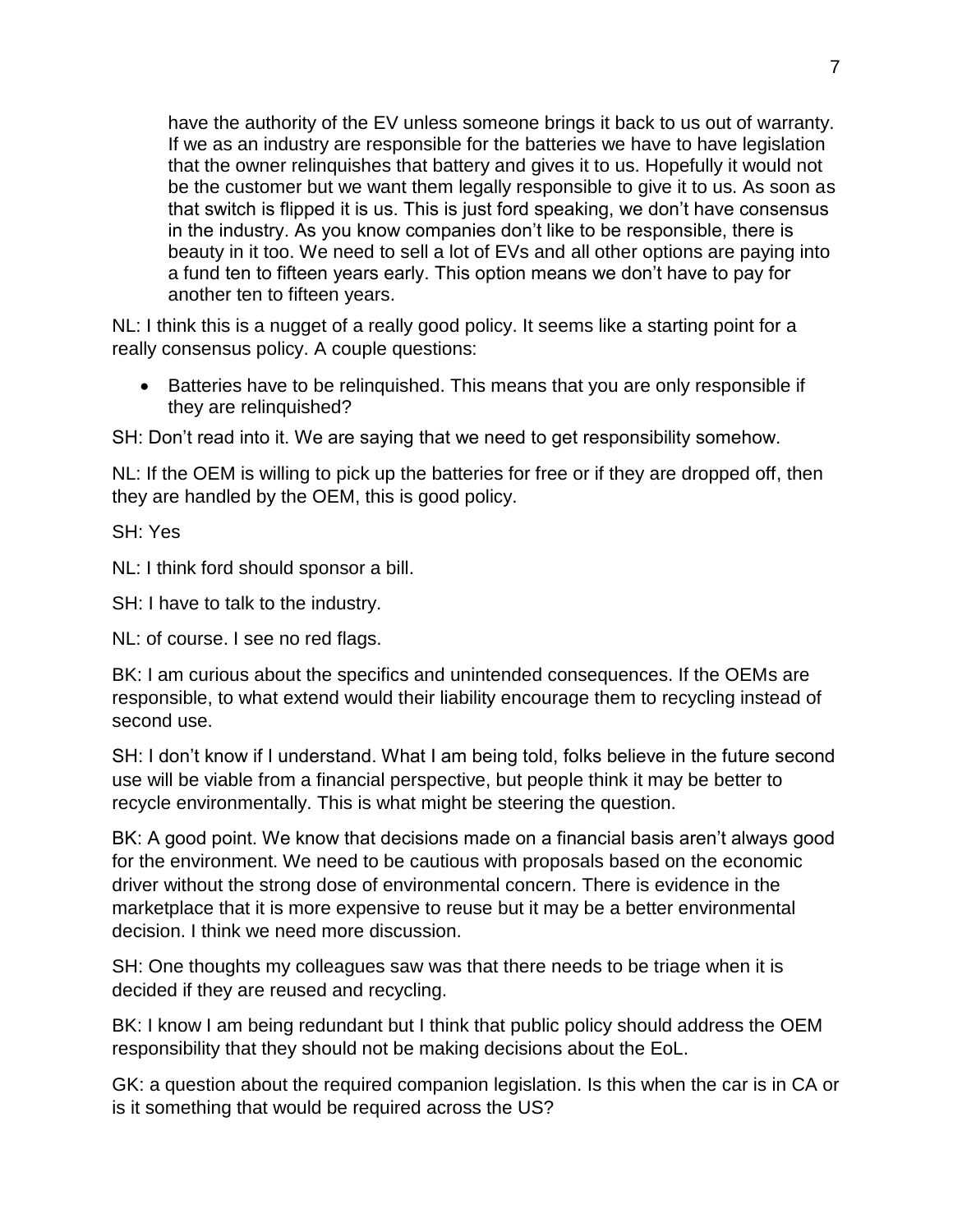have the authority of the EV unless someone brings it back to us out of warranty. If we as an industry are responsible for the batteries we have to have legislation that the owner relinquishes that battery and gives it to us. Hopefully it would not be the customer but we want them legally responsible to give it to us. As soon as that switch is flipped it is us. This is just ford speaking, we don't have consensus in the industry. As you know companies don't like to be responsible, there is beauty in it too. We need to sell a lot of EVs and all other options are paying into a fund ten to fifteen years early. This option means we don't have to pay for another ten to fifteen years.

NL: I think this is a nugget of a really good policy. It seems like a starting point for a really consensus policy. A couple questions:

- Batteries have to be relinquished. This means that you are only responsible if they are relinquished?

SH: Don't read into it. We are saying that we need to get responsibility somehow.

NL: If the OEM is willing to pick up the batteries for free or if they are dropped off, then they are handled by the OEM, this is good policy.

SH: Yes

NL: I think ford should sponsor a bill.

SH: I have to talk to the industry.

NL: of course. I see no red flags.

BK: I am curious about the specifics and unintended consequences. If the OEMs are responsible, to what extend would their liability encourage them to recycling instead of second use.

SH: I don't know if I understand. What I am being told, folks believe in the future second use will be viable from a financial perspective, but people think it may be better to recycle environmentally. This is what might be steering the question.

BK: A good point. We know that decisions made on a financial basis aren't always good for the environment. We need to be cautious with proposals based on the economic driver without the strong dose of environmental concern. There is evidence in the marketplace that it is more expensive to reuse but it may be a better environmental decision. I think we need more discussion.

SH: One thoughts my colleagues saw was that there needs to be triage when it is decided if they are reused and recycling.

BK: I know I am being redundant but I think that public policy should address the OEM responsibility that they should not be making decisions about the EoL.

GK: a question about the required companion legislation. Is this when the car is in CA or is it something that would be required across the US?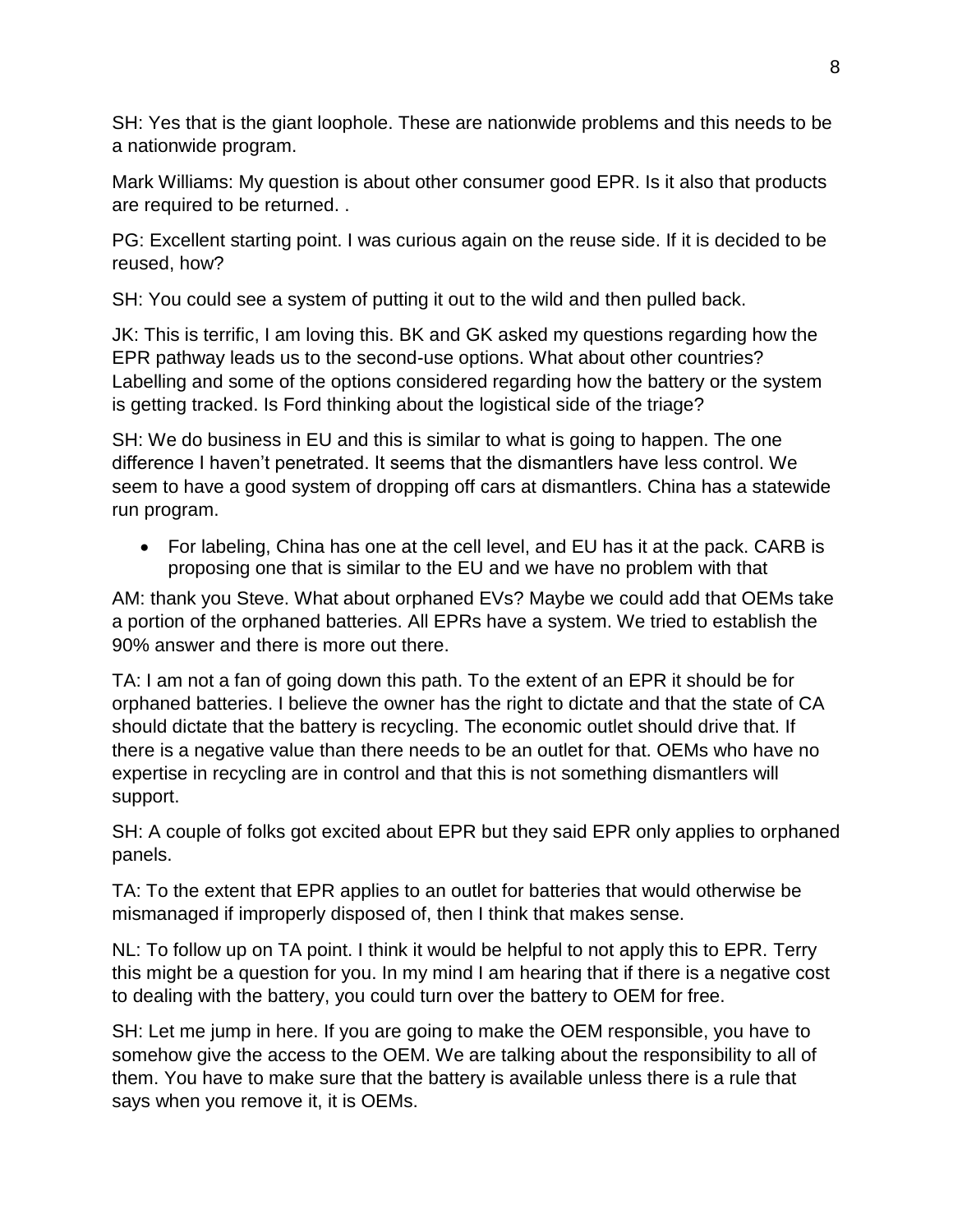SH: Yes that is the giant loophole. These are nationwide problems and this needs to be a nationwide program.

Mark Williams: My question is about other consumer good EPR. Is it also that products are required to be returned. .

PG: Excellent starting point. I was curious again on the reuse side. If it is decided to be reused, how?

SH: You could see a system of putting it out to the wild and then pulled back.

JK: This is terrific, I am loving this. BK and GK asked my questions regarding how the EPR pathway leads us to the second-use options. What about other countries? Labelling and some of the options considered regarding how the battery or the system is getting tracked. Is Ford thinking about the logistical side of the triage?

SH: We do business in EU and this is similar to what is going to happen. The one difference I haven't penetrated. It seems that the dismantlers have less control. We seem to have a good system of dropping off cars at dismantlers. China has a statewide run program.

- For labeling, China has one at the cell level, and EU has it at the pack. CARB is proposing one that is similar to the EU and we have no problem with that

AM: thank you Steve. What about orphaned EVs? Maybe we could add that OEMs take a portion of the orphaned batteries. All EPRs have a system. We tried to establish the 90% answer and there is more out there.

TA: I am not a fan of going down this path. To the extent of an EPR it should be for orphaned batteries. I believe the owner has the right to dictate and that the state of CA should dictate that the battery is recycling. The economic outlet should drive that. If there is a negative value than there needs to be an outlet for that. OEMs who have no expertise in recycling are in control and that this is not something dismantlers will support.

SH: A couple of folks got excited about EPR but they said EPR only applies to orphaned panels.

TA: To the extent that EPR applies to an outlet for batteries that would otherwise be mismanaged if improperly disposed of, then I think that makes sense.

NL: To follow up on TA point. I think it would be helpful to not apply this to EPR. Terry this might be a question for you. In my mind I am hearing that if there is a negative cost to dealing with the battery, you could turn over the battery to OEM for free.

SH: Let me jump in here. If you are going to make the OEM responsible, you have to somehow give the access to the OEM. We are talking about the responsibility to all of them. You have to make sure that the battery is available unless there is a rule that says when you remove it, it is OEMs.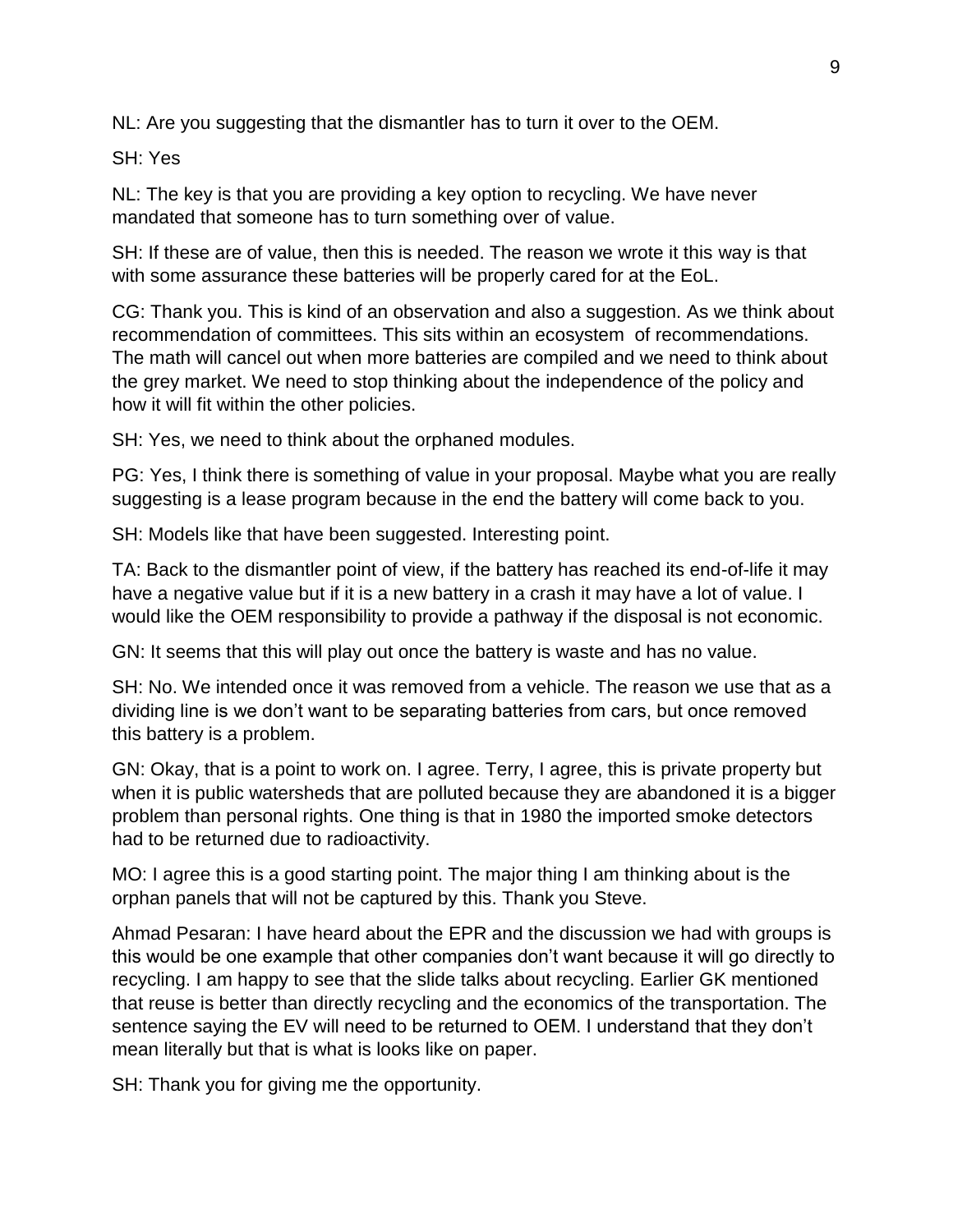NL: Are you suggesting that the dismantler has to turn it over to the OEM.

SH: Yes

NL: The key is that you are providing a key option to recycling. We have never mandated that someone has to turn something over of value.

SH: If these are of value, then this is needed. The reason we wrote it this way is that with some assurance these batteries will be properly cared for at the EoL.

CG: Thank you. This is kind of an observation and also a suggestion. As we think about recommendation of committees. This sits within an ecosystem of recommendations. The math will cancel out when more batteries are compiled and we need to think about the grey market. We need to stop thinking about the independence of the policy and how it will fit within the other policies.

SH: Yes, we need to think about the orphaned modules.

PG: Yes, I think there is something of value in your proposal. Maybe what you are really suggesting is a lease program because in the end the battery will come back to you.

SH: Models like that have been suggested. Interesting point.

TA: Back to the dismantler point of view, if the battery has reached its end-of-life it may have a negative value but if it is a new battery in a crash it may have a lot of value. I would like the OEM responsibility to provide a pathway if the disposal is not economic.

GN: It seems that this will play out once the battery is waste and has no value.

SH: No. We intended once it was removed from a vehicle. The reason we use that as a dividing line is we don't want to be separating batteries from cars, but once removed this battery is a problem.

GN: Okay, that is a point to work on. I agree. Terry, I agree, this is private property but when it is public watersheds that are polluted because they are abandoned it is a bigger problem than personal rights. One thing is that in 1980 the imported smoke detectors had to be returned due to radioactivity.

MO: I agree this is a good starting point. The major thing I am thinking about is the orphan panels that will not be captured by this. Thank you Steve.

Ahmad Pesaran: I have heard about the EPR and the discussion we had with groups is this would be one example that other companies don't want because it will go directly to recycling. I am happy to see that the slide talks about recycling. Earlier GK mentioned that reuse is better than directly recycling and the economics of the transportation. The sentence saying the EV will need to be returned to OEM. I understand that they don't mean literally but that is what is looks like on paper.

SH: Thank you for giving me the opportunity.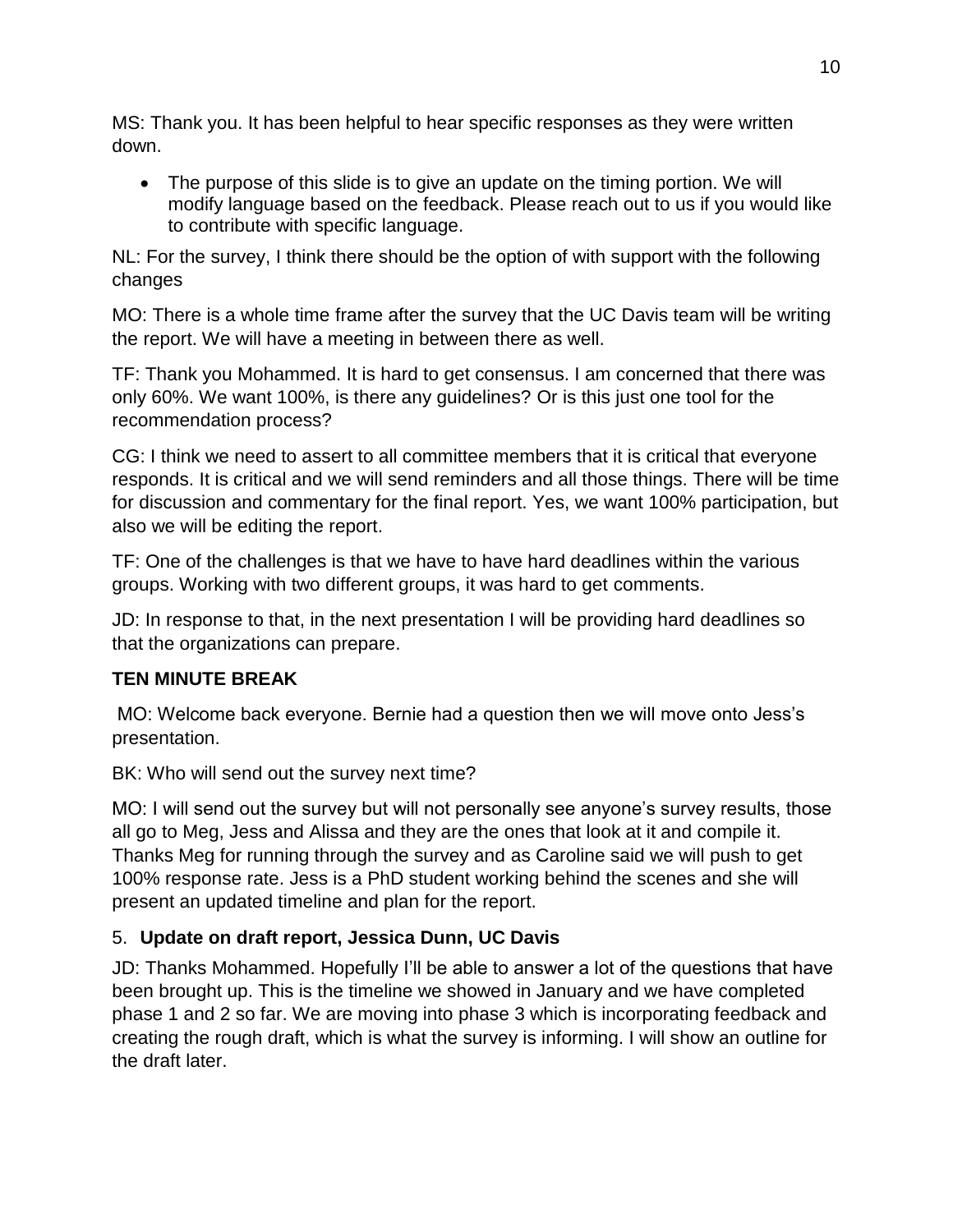MS: Thank you. It has been helpful to hear specific responses as they were written down.

- The purpose of this slide is to give an update on the timing portion. We will modify language based on the feedback. Please reach out to us if you would like to contribute with specific language.

NL: For the survey, I think there should be the option of with support with the following changes

MO: There is a whole time frame after the survey that the UC Davis team will be writing the report. We will have a meeting in between there as well.

TF: Thank you Mohammed. It is hard to get consensus. I am concerned that there was only 60%. We want 100%, is there any guidelines? Or is this just one tool for the recommendation process?

CG: I think we need to assert to all committee members that it is critical that everyone responds. It is critical and we will send reminders and all those things. There will be time for discussion and commentary for the final report. Yes, we want 100% participation, but also we will be editing the report.

TF: One of the challenges is that we have to have hard deadlines within the various groups. Working with two different groups, it was hard to get comments.

JD: In response to that, in the next presentation I will be providing hard deadlines so that the organizations can prepare.

**TEN MINUTE BREAK**

MO: Welcome back everyone. Bernie had a question then we will move onto Jess's presentation.

BK: Who will send out the survey next time?

MO: I will send out the survey but will not personally see anyone's survey results, those all go to Meg, Jess and Alissa and they are the ones that look at it and compile it. Thanks Meg for running through the survey and as Caroline said we will push to get 100% response rate. Jess is a PhD student working behind the scenes and she will present an updated timeline and plan for the report.

5. **Update on draft report, Jessica Dunn, UC Davis**

JD: Thanks Mohammed. Hopefully I'll be able to answer a lot of the questions that have been brought up. This is the timeline we showed in January and we have completed phase 1 and 2 so far. We are moving into phase 3 which is incorporating feedback and creating the rough draft, which is what the survey is informing. I will show an outline for the draft later.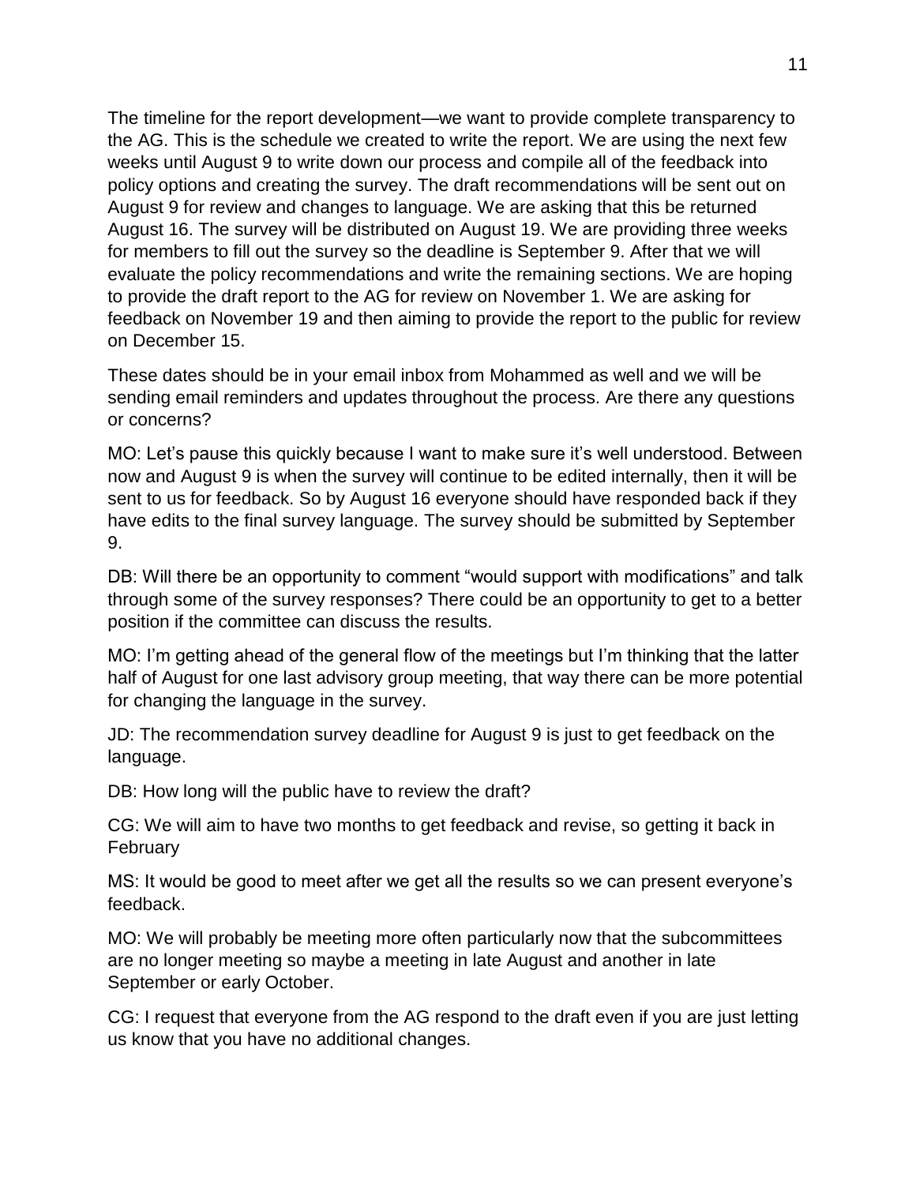The timeline for the report development—we want to provide complete transparency to the AG. This is the schedule we created to write the report. We are using the next few weeks until August 9 to write down our process and compile all of the feedback into policy options and creating the survey. The draft recommendations will be sent out on August 9 for review and changes to language. We are asking that this be returned August 16. The survey will be distributed on August 19. We are providing three weeks for members to fill out the survey so the deadline is September 9. After that we will evaluate the policy recommendations and write the remaining sections. We are hoping to provide the draft report to the AG for review on November 1. We are asking for feedback on November 19 and then aiming to provide the report to the public for review on December 15.

These dates should be in your email inbox from Mohammed as well and we will be sending email reminders and updates throughout the process. Are there any questions or concerns?

MO: Let's pause this quickly because I want to make sure it's well understood. Between now and August 9 is when the survey will continue to be edited internally, then it will be sent to us for feedback. So by August 16 everyone should have responded back if they have edits to the final survey language. The survey should be submitted by September 9.

DB: Will there be an opportunity to comment "would support with modifications" and talk through some of the survey responses? There could be an opportunity to get to a better position if the committee can discuss the results.

MO: I'm getting ahead of the general flow of the meetings but I'm thinking that the latter half of August for one last advisory group meeting, that way there can be more potential for changing the language in the survey.

JD: The recommendation survey deadline for August 9 is just to get feedback on the language.

DB: How long will the public have to review the draft?

CG: We will aim to have two months to get feedback and revise, so getting it back in February

MS: It would be good to meet after we get all the results so we can present everyone's feedback.

MO: We will probably be meeting more often particularly now that the subcommittees are no longer meeting so maybe a meeting in late August and another in late September or early October.

CG: I request that everyone from the AG respond to the draft even if you are just letting us know that you have no additional changes.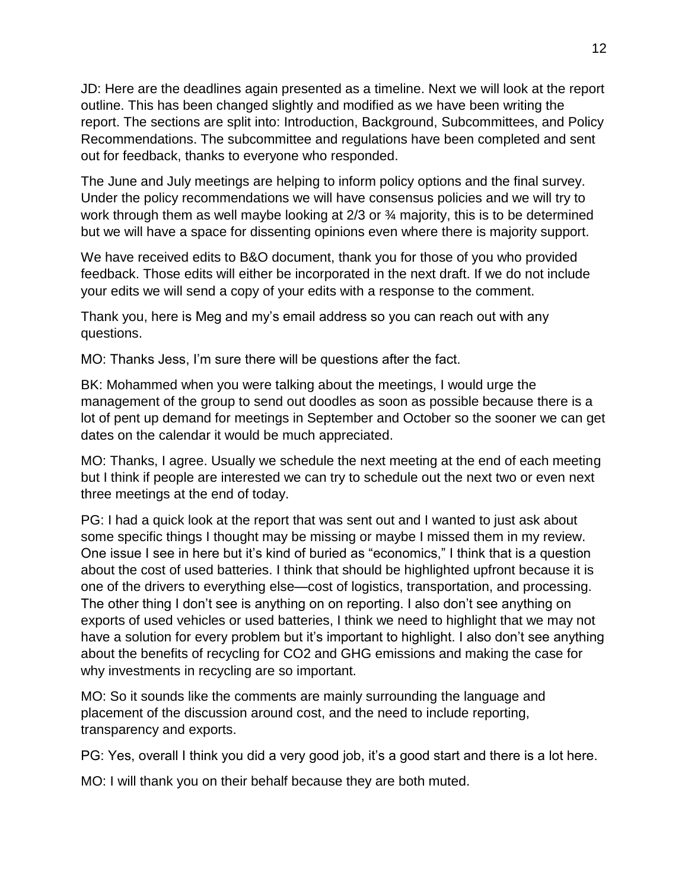JD: Here are the deadlines again presented as a timeline. Next we will look at the report outline. This has been changed slightly and modified as we have been writing the report. The sections are split into: Introduction, Background, Subcommittees, and Policy Recommendations. The subcommittee and regulations have been completed and sent out for feedback, thanks to everyone who responded.

The June and July meetings are helping to inform policy options and the final survey. Under the policy recommendations we will have consensus policies and we will try to work through them as well maybe looking at 2/3 or ¾ majority, this is to be determined but we will have a space for dissenting opinions even where there is majority support.

We have received edits to B&O document, thank you for those of you who provided feedback. Those edits will either be incorporated in the next draft. If we do not include your edits we will send a copy of your edits with a response to the comment.

Thank you, here is Meg and my's email address so you can reach out with any questions.

MO: Thanks Jess, I'm sure there will be questions after the fact.

BK: Mohammed when you were talking about the meetings, I would urge the management of the group to send out doodles as soon as possible because there is a lot of pent up demand for meetings in September and October so the sooner we can get dates on the calendar it would be much appreciated.

MO: Thanks, I agree. Usually we schedule the next meeting at the end of each meeting but I think if people are interested we can try to schedule out the next two or even next three meetings at the end of today.

PG: I had a quick look at the report that was sent out and I wanted to just ask about some specific things I thought may be missing or maybe I missed them in my review. One issue I see in here but it's kind of buried as "economics," I think that is a question about the cost of used batteries. I think that should be highlighted upfront because it is one of the drivers to everything else—cost of logistics, transportation, and processing. The other thing I don't see is anything on on reporting. I also don't see anything on exports of used vehicles or used batteries, I think we need to highlight that we may not have a solution for every problem but it's important to highlight. I also don't see anything about the benefits of recycling for $CO_2$ and GHG emissions and making the case for why investments in recycling are so important.

MO: So it sounds like the comments are mainly surrounding the language and placement of the discussion around cost, and the need to include reporting, transparency and exports.

PG: Yes, overall I think you did a very good job, it's a good start and there is a lot here.

MO: I will thank you on their behalf because they are both muted.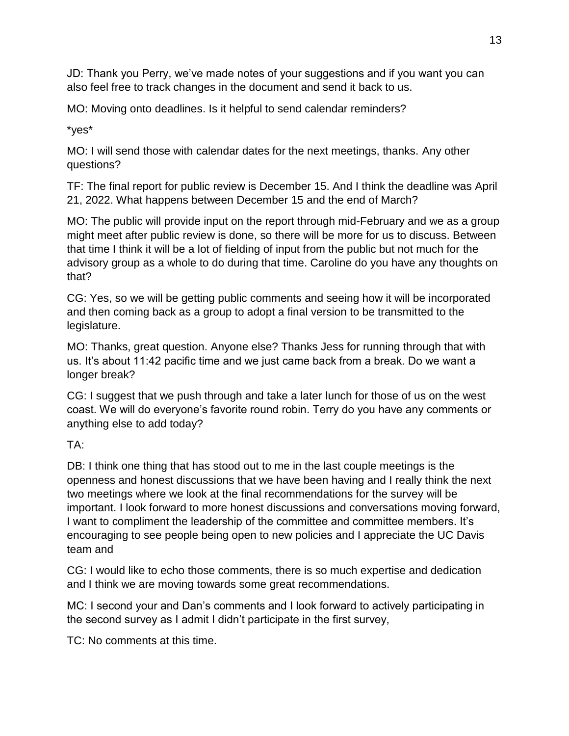JD: Thank you Perry, we've made notes of your suggestions and if you want you can also feel free to track changes in the document and send it back to us.

MO: Moving onto deadlines. Is it helpful to send calendar reminders?

*yes*

MO: I will send those with calendar dates for the next meetings, thanks. Any other questions?

TF: The final report for public review is December 15. And I think the deadline was April 21, 2022. What happens between December 15 and the end of March?

MO: The public will provide input on the report through mid-February and we as a group might meet after public review is done, so there will be more for us to discuss. Between that time I think it will be a lot of fielding of input from the public but not much for the advisory group as a whole to do during that time. Caroline do you have any thoughts on that?

CG: Yes, so we will be getting public comments and seeing how it will be incorporated and then coming back as a group to adopt a final version to be transmitted to the legislature.

MO: Thanks, great question. Anyone else? Thanks Jess for running through that with us. It's about 11:42 pacific time and we just came back from a break. Do we want a longer break?

CG: I suggest that we push through and take a later lunch for those of us on the west coast. We will do everyone's favorite round robin. Terry do you have any comments or anything else to add today?

TA:

DB: I think one thing that has stood out to me in the last couple meetings is the openness and honest discussions that we have been having and I really think the next two meetings where we look at the final recommendations for the survey will be important. I look forward to more honest discussions and conversations moving forward, I want to compliment the leadership of the committee and committee members. It's encouraging to see people being open to new policies and I appreciate the UC Davis team and

CG: I would like to echo those comments, there is so much expertise and dedication and I think we are moving towards some great recommendations.

MC: I second your and Dan's comments and I look forward to actively participating in the second survey as I admit I didn't participate in the first survey,

TC: No comments at this time.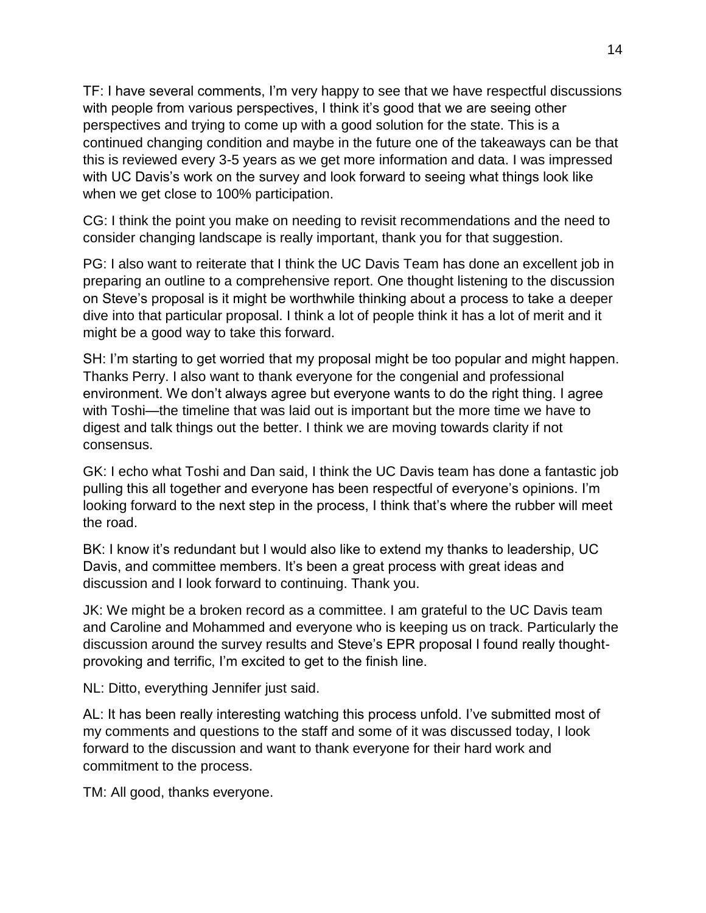TF: I have several comments, I'm very happy to see that we have respectful discussions with people from various perspectives, I think it's good that we are seeing other perspectives and trying to come up with a good solution for the state. This is a continued changing condition and maybe in the future one of the takeaways can be that this is reviewed every 3-5 years as we get more information and data. I was impressed with UC Davis's work on the survey and look forward to seeing what things look like when we get close to 100% participation.

CG: I think the point you make on needing to revisit recommendations and the need to consider changing landscape is really important, thank you for that suggestion.

PG: I also want to reiterate that I think the UC Davis Team has done an excellent job in preparing an outline to a comprehensive report. One thought listening to the discussion on Steve's proposal is it might be worthwhile thinking about a process to take a deeper dive into that particular proposal. I think a lot of people think it has a lot of merit and it might be a good way to take this forward.

SH: I'm starting to get worried that my proposal might be too popular and might happen. Thanks Perry. I also want to thank everyone for the congenial and professional environment. We don't always agree but everyone wants to do the right thing. I agree with Toshi—the timeline that was laid out is important but the more time we have to digest and talk things out the better. I think we are moving towards clarity if not consensus.

GK: I echo what Toshi and Dan said, I think the UC Davis team has done a fantastic job pulling this all together and everyone has been respectful of everyone's opinions. I'm looking forward to the next step in the process, I think that's where the rubber will meet the road.

BK: I know it's redundant but I would also like to extend my thanks to leadership, UC Davis, and committee members. It's been a great process with great ideas and discussion and I look forward to continuing. Thank you.

JK: We might be a broken record as a committee. I am grateful to the UC Davis team and Caroline and Mohammed and everyone who is keeping us on track. Particularly the discussion around the survey results and Steve's EPR proposal I found really thought-provoking and terrific, I'm excited to get to the finish line.

NL: Ditto, everything Jennifer just said.

AL: It has been really interesting watching this process unfold. I've submitted most of my comments and questions to the staff and some of it was discussed today, I look forward to the discussion and want to thank everyone for their hard work and commitment to the process.

TM: All good, thanks everyone.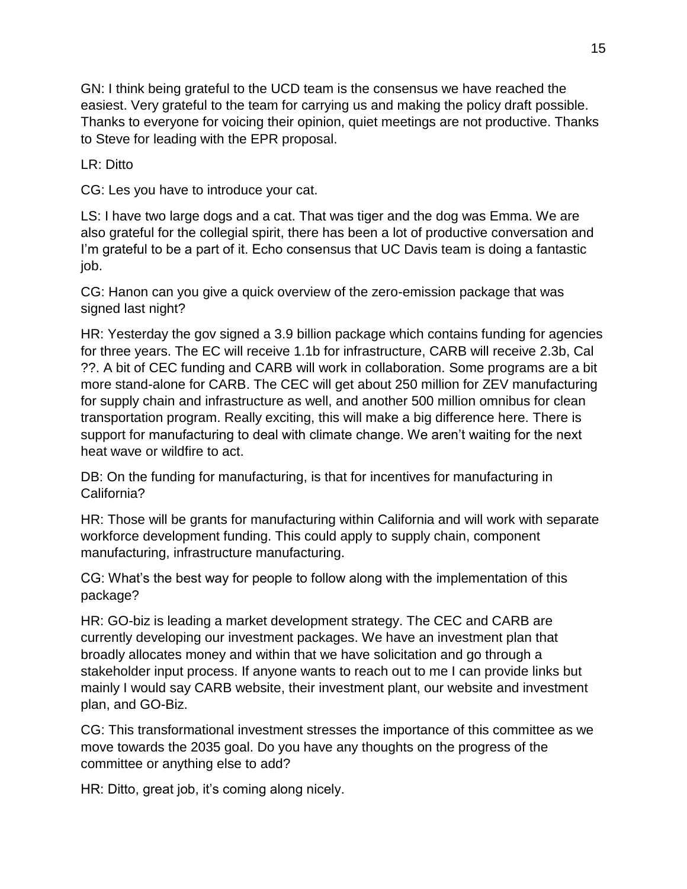GN: I think being grateful to the UCD team is the consensus we have reached the easiest. Very grateful to the team for carrying us and making the policy draft possible. Thanks to everyone for voicing their opinion, quiet meetings are not productive. Thanks to Steve for leading with the EPR proposal.

LR: Ditto

CG: Les you have to introduce your cat.

LS: I have two large dogs and a cat. That was tiger and the dog was Emma. We are also grateful for the collegial spirit, there has been a lot of productive conversation and I'm grateful to be a part of it. Echo consensus that UC Davis team is doing a fantastic job.

CG: Hanon can you give a quick overview of the zero-emission package that was signed last night?

HR: Yesterday the gov signed a 3.9 billion package which contains funding for agencies for three years. The EC will receive 1.1b for infrastructure, CARB will receive 2.3b, Cal ??. A bit of CEC funding and CARB will work in collaboration. Some programs are a bit more stand-alone for CARB. The CEC will get about 250 million for ZEV manufacturing for supply chain and infrastructure as well, and another 500 million omnibus for clean transportation program. Really exciting, this will make a big difference here. There is support for manufacturing to deal with climate change. We aren't waiting for the next heat wave or wildfire to act.

DB: On the funding for manufacturing, is that for incentives for manufacturing in California?

HR: Those will be grants for manufacturing within California and will work with separate workforce development funding. This could apply to supply chain, component manufacturing, infrastructure manufacturing.

CG: What's the best way for people to follow along with the implementation of this package?

HR: GO-biz is leading a market development strategy. The CEC and CARB are currently developing our investment packages. We have an investment plan that broadly allocates money and within that we have solicitation and go through a stakeholder input process. If anyone wants to reach out to me I can provide links but mainly I would say CARB website, their investment plant, our website and investment plan, and GO-Biz.

CG: This transformational investment stresses the importance of this committee as we move towards the 2035 goal. Do you have any thoughts on the progress of the committee or anything else to add?

HR: Ditto, great job, it's coming along nicely.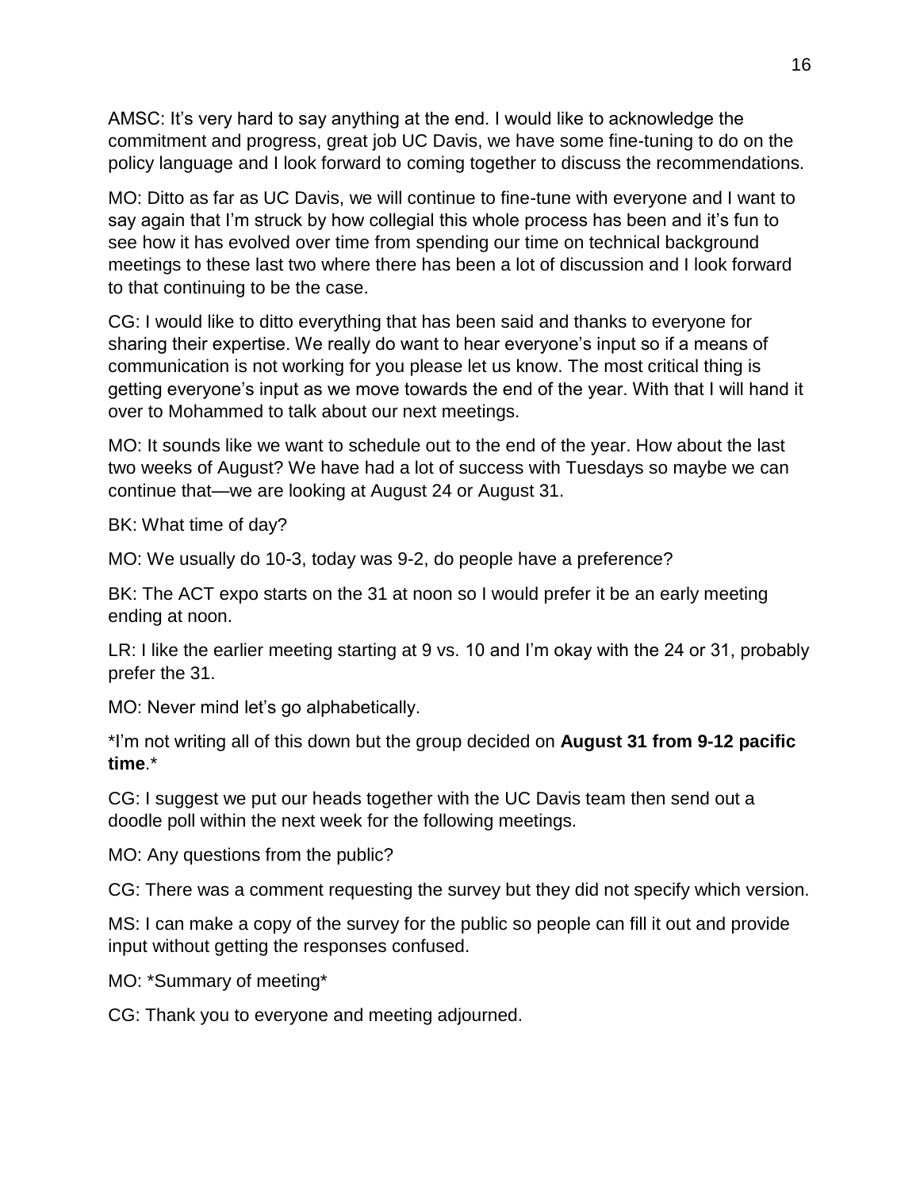AMSC: It's very hard to say anything at the end. I would like to acknowledge the commitment and progress, great job UC Davis, we have some fine-tuning to do on the policy language and I look forward to coming together to discuss the recommendations.

MO: Ditto as far as UC Davis, we will continue to fine-tune with everyone and I want to say again that I'm struck by how collegial this whole process has been and it's fun to see how it has evolved over time from spending our time on technical background meetings to these last two where there has been a lot of discussion and I look forward to that continuing to be the case.

CG: I would like to ditto everything that has been said and thanks to everyone for sharing their expertise. We really do want to hear everyone's input so if a means of communication is not working for you please let us know. The most critical thing is getting everyone's input as we move towards the end of the year. With that I will hand it over to Mohammed to talk about our next meetings.

MO: It sounds like we want to schedule out to the end of the year. How about the last two weeks of August? We have had a lot of success with Tuesdays so maybe we can continue that—we are looking at August 24 or August 31.

BK: What time of day?

MO: We usually do 10-3, today was 9-2, do people have a preference?

BK: The ACT expo starts on the 31 at noon so I would prefer it be an early meeting ending at noon.

LR: I like the earlier meeting starting at 9 vs. 10 and I'm okay with the 24 or 31, probably prefer the 31.

MO: Never mind let's go alphabetically.

*I'm not writing all of this down but the group decided on **August 31 from 9-12 pacific time**.*

CG: I suggest we put our heads together with the UC Davis team then send out a doodle poll within the next week for the following meetings.

MO: Any questions from the public?

CG: There was a comment requesting the survey but they did not specify which version.

MS: I can make a copy of the survey for the public so people can fill it out and provide input without getting the responses confused.

MO: *Summary of meeting*

CG: Thank you to everyone and meeting adjourned.